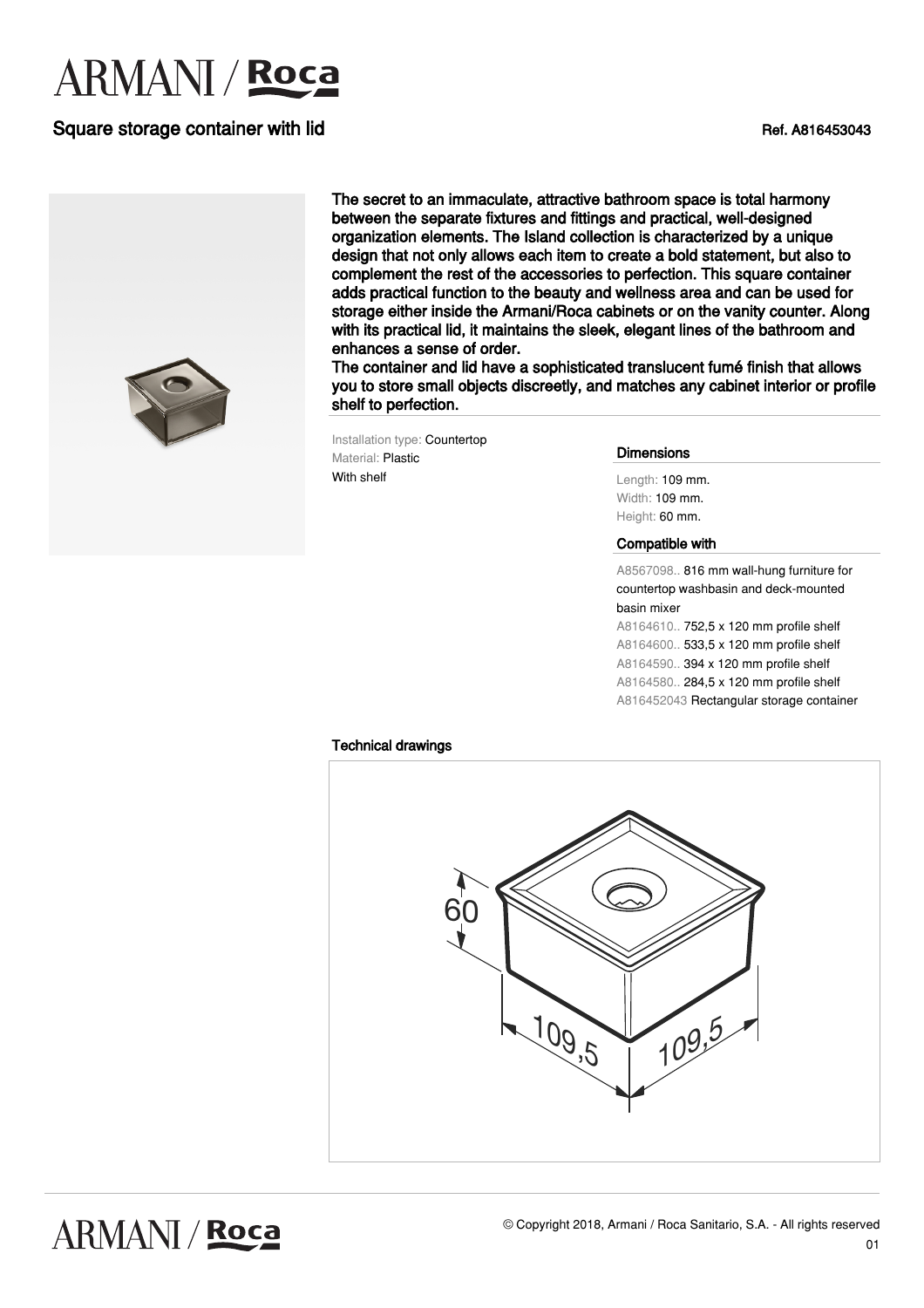# ARMANI / Roca

## Square storage container with lid

Ref. A816453043

The secret to an immaculate, attractive bathroom space is total harmony between the separate fixtures and fittings and practical, well-designed organization elements. The Island collection is characterized by a unique design that not only allows each item to create a bold statement, but also to complement the rest of the accessories to perfection. This square container adds practical function to the beauty and wellness area and can be used for storage either inside the Armani/Roca cabinets or on the vanity counter. Along with its practical lid, it maintains the sleek, elegant lines of the bathroom and enhances a sense of order.
The container and lid have a sophisticated translucent fumé finish that allows you to store small objects discreetly, and matches any cabinet interior or profile shelf to perfection.

Installation type: Countertop
Material: Plastic
With shelf

### Dimensions

Length: 109 mm.
Width: 109 mm.
Height: 60 mm.

### Compatible with

A8567098.. 816 mm wall-hung furniture for countertop washbasin and deck-mounted basin mixer
A8164610.. 752,5 x 120 mm profile shelf
A8164600.. 533,5 x 120 mm profile shelf
A8164590.. 394 x 120 mm profile shelf
A8164580.. 284,5 x 120 mm profile shelf
A816452043 Rectangular storage container

### Technical drawings

60

109,5 109,5

© Copyright 2018, Armani / Roca Sanitario, S.A. - All rights reserved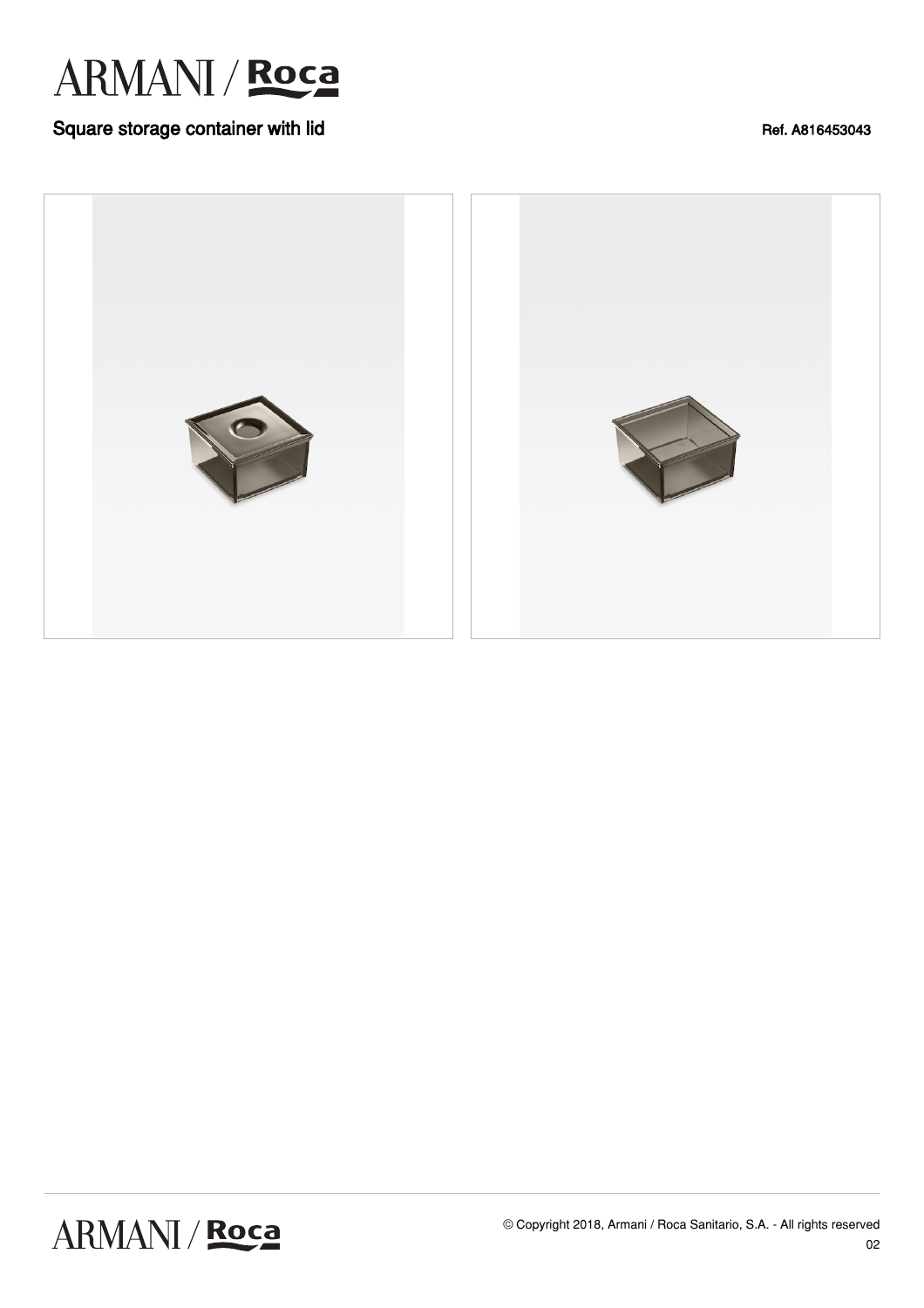# ARMANI / Roca

## Square storage container with lid

Ref. A816453043

© Copyright 2018, Armani / Roca Sanitario, S.A. - All rights reserved